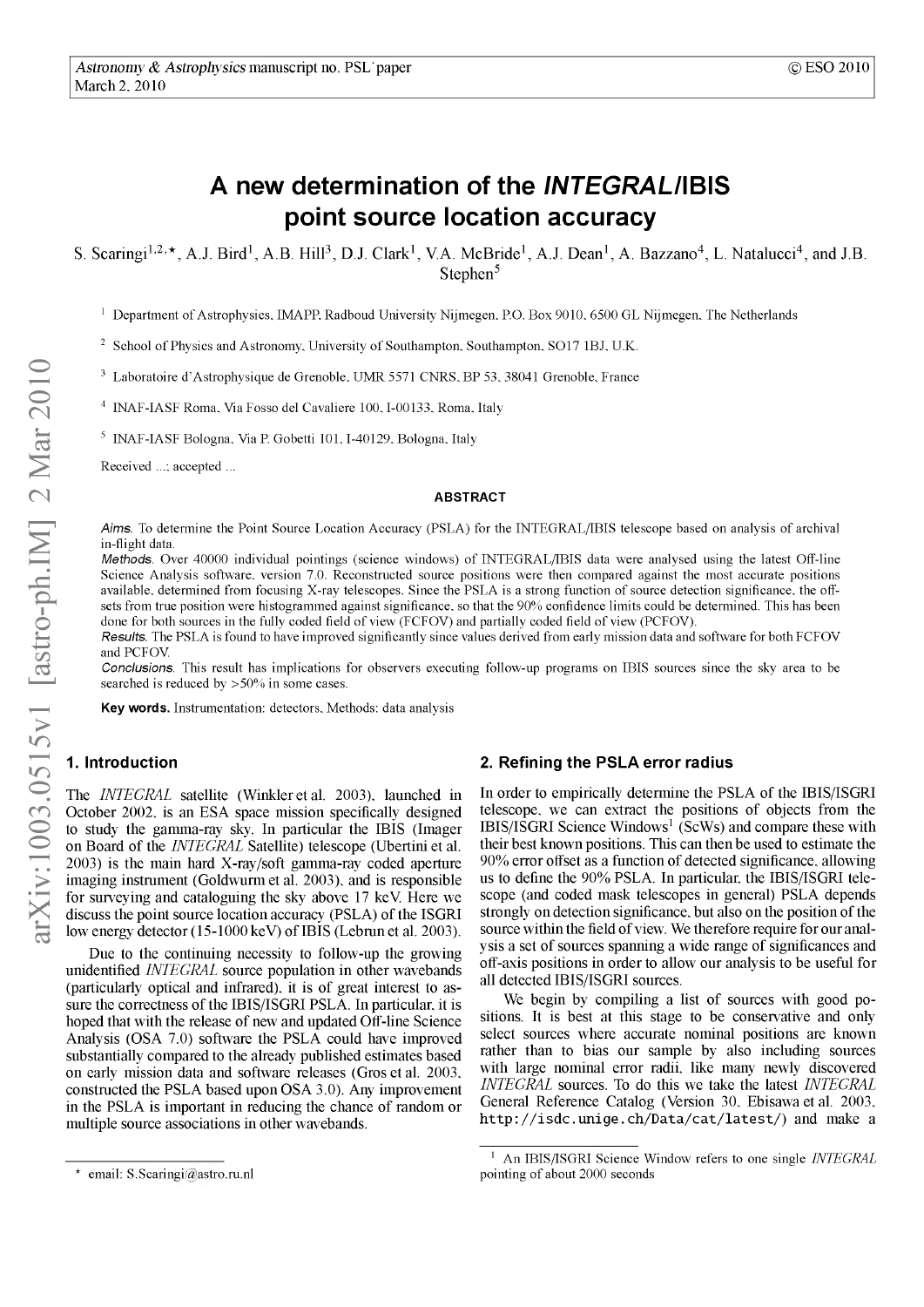# A new determination of the *INTEGRAL*/IBIS point source location accuracy

S. Scaringi[1,2,⋆], A.J. Bird[1], A.B. Hill[3], D.J. Clark[1], V.A. McBride[1], A.J. Dean[1], A. Bazzano[4], L. Natalucci[4], and J.B. Stephen[5]

[1] Department of Astrophysics, IMAPP, Radboud University Nijmegen, P.O. Box 9010, 6500 GL Nijmegen, The Netherlands

[2] School of Physics and Astronomy, University of Southampton, Southampton, SO17 1BJ, U.K.

[3] Laboratoire d'Astrophysique de Grenoble, UMR 5571 CNRS, BP 53, 38041 Grenoble, France

[4] INAF-IASF Roma, Via Fosso del Cavaliere 100, I-00133, Roma, Italy

[5] INAF-IASF Bologna, Via P. Gobetti 101, I-40129, Bologna, Italy

Received ...; accepted ...

## ABSTRACT

***Aims.*** To determine the Point Source Location Accuracy (PSLA) for the INTEGRAL/IBIS telescope based on analysis of archival in-flight data.

***Methods.*** Over 40000 individual pointings (science windows) of INTEGRAL/IBIS data were analysed using the latest Off-line Science Analysis software, version 7.0. Reconstructed source positions were then compared against the most accurate positions available, determined from focusing X-ray telescopes. Since the PSLA is a strong function of source detection significance, the offsets from true position were histogrammed against significance, so that the 90% confidence limits could be determined. This has been done for both sources in the fully coded field of view (FCFOV) and partially coded field of view (PCFOV).

***Results.*** The PSLA is found to have improved significantly since values derived from early mission data and software for both FCFOV and PCFOV.

***Conclusions.*** This result has implications for observers executing follow-up programs on IBIS sources since the sky area to be searched is reduced by >50% in some cases.

**Key words.** Instrumentation: detectors, Methods: data analysis

## 1. Introduction

The *INTEGRAL* satellite (Winkler et al. 2003), launched in October 2002, is an ESA space mission specifically designed to study the gamma-ray sky. In particular the IBIS (Imager on Board of the *INTEGRAL* Satellite) telescope (Ubertini et al. 2003) is the main hard X-ray/soft gamma-ray coded aperture imaging instrument (Goldwurm et al. 2003), and is responsible for surveying and cataloguing the sky above 17 keV. Here we discuss the point source location accuracy (PSLA) of the ISGRI low energy detector (15-1000 keV) of IBIS (Lebrun et al. 2003).

Due to the continuing necessity to follow-up the growing unidentified *INTEGRAL* source population in other wavebands (particularly optical and infrared), it is of great interest to assure the correctness of the IBIS/ISGRI PSLA. In particular, it is hoped that with the release of new and updated Off-line Science Analysis (OSA 7.0) software the PSLA could have improved substantially compared to the already published estimates based on early mission data and software releases (Gros et al. 2003, constructed the PSLA based upon OSA 3.0). Any improvement in the PSLA is important in reducing the chance of random or multiple source associations in other wavebands.

## 2. Refining the PSLA error radius

In order to empirically determine the PSLA of the IBIS/ISGRI telescope, we can extract the positions of objects from the IBIS/ISGRI Science Windows[1] (ScWs) and compare these with their best known positions. This can then be used to estimate the 90% error offset as a function of detected significance, allowing us to define the 90% PSLA. In particular, the IBIS/ISGRI telescope (and coded mask telescopes in general) PSLA depends strongly on detection significance, but also on the position of the source within the field of view. We therefore require for our analysis a set of sources spanning a wide range of significances and off-axis positions in order to allow our analysis to be useful for all detected IBIS/ISGRI sources.

We begin by compiling a list of sources with good positions. It is best at this stage to be conservative and only select sources where accurate nominal positions are known rather than to bias our sample by also including sources with large nominal error radii, like many newly discovered *INTEGRAL* sources. To do this we take the latest *INTEGRAL* General Reference Catalog (Version 30, Ebisawa et al. 2003, `http://isdc.unige.ch/Data/cat/latest/`) and make a

⋆ email: S.Scaringi@astro.ru.nl

[1] An IBIS/ISGRI Science Window refers to one single *INTEGRAL* pointing of about 2000 seconds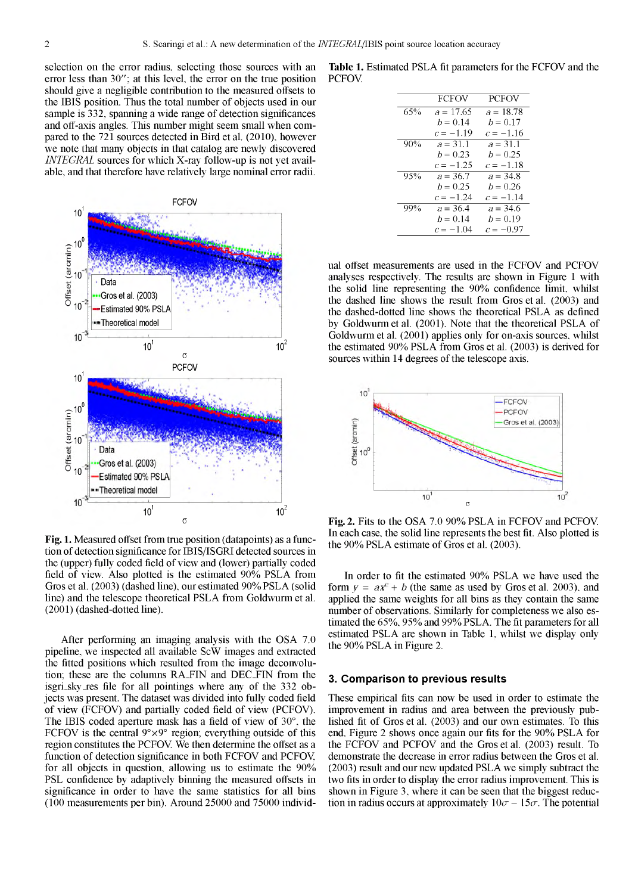selection on the error radius, selecting those sources with an error less than 30″; at this level, the error on the true position should give a negligible contribution to the measured offsets to the IBIS position. Thus the total number of objects used in our sample is 332, spanning a wide range of detection significances and off-axis angles. This number might seem small when compared to the 721 sources detected in Bird et al. (2010), however we note that many objects in that catalog are newly discovered *INTEGRAL* sources for which X-ray follow-up is not yet available, and that therefore have relatively large nominal error radii.

**Fig. 1.** Measured offset from true position (datapoints) as a function of detection significance for IBIS/ISGRI detected sources in the (upper) fully coded field of view and (lower) partially coded field of view. Also plotted is the estimated 90% PSLA from Gros et al. (2003) (dashed line), our estimated 90% PSLA (solid line) and the telescope theoretical PSLA from Goldwurm et al. (2001) (dashed-dotted line).

After performing an imaging analysis with the OSA 7.0 pipeline, we inspected all available ScW images and extracted the fitted positions which resulted from the image deconvolution; these are the columns RA_FIN and DEC_FIN from the isgri_sky_res file for all pointings where any of the 332 objects was present. The dataset was divided into fully coded field of view (FCFOV) and partially coded field of view (PCFOV). The IBIS coded aperture mask has a field of view of 30°, the FCFOV is the central 9°×9° region; everything outside of this region constitutes the PCFOV. We then determine the offset as a function of detection significance in both FCFOV and PCFOV, for all objects in question, allowing us to estimate the 90% PSL confidence by adaptively binning the measured offsets in significance in order to have the same statistics for all bins (100 measurements per bin). Around 25000 and 75000 individual offset measurements are used in the FCFOV and PCFOV analyses respectively. The results are shown in Figure 1 with the solid line representing the 90% confidence limit, whilst the dashed line shows the result from Gros et al. (2003) and the dashed-dotted line shows the theoretical PSLA as defined by Goldwurm et al. (2001). Note that the theoretical PSLA of Goldwurm et al. (2001) applies only for on-axis sources, whilst the estimated 90% PSLA from Gros et al. (2003) is derived for sources within 14 degrees of the telescope axis.

**Table 1.** Estimated PSLA fit parameters for the FCFOV and the PCFOV.

| | FCFOV | PCFOV |
|---|---|---|
| 65% | $a = 17.65$ | $a = 18.78$ |
| | $b = 0.14$ | $b = 0.17$ |
| | $c = -1.19$ | $c = -1.16$ |
| 90% | $a = 31.1$ | $a = 31.1$ |
| | $b = 0.23$ | $b = 0.25$ |
| | $c = -1.25$ | $c = -1.18$ |
| 95% | $a = 36.7$ | $a = 34.8$ |
| | $b = 0.25$ | $b = 0.26$ |
| | $c = -1.24$ | $c = -1.14$ |
| 99% | $a = 36.4$ | $a = 34.6$ |
| | $b = 0.14$ | $b = 0.19$ |
| | $c = -1.04$ | $c = -0.97$ |

**Fig. 2.** Fits to the OSA 7.0 90% PSLA in FCFOV and PCFOV. In each case, the solid line represents the best fit. Also plotted is the 90% PSLA estimate of Gros et al. (2003).

In order to fit the estimated 90% PSLA we have used the form $y = ax^c + b$ (the same as used by Gros et al. 2003), and applied the same weights for all bins as they contain the same number of observations. Similarly for completeness we also estimated the 65%, 95% and 99% PSLA. The fit parameters for all estimated PSLA are shown in Table 1, whilst we display only the 90% PSLA in Figure 2.

## 3. Comparison to previous results

These empirical fits can now be used in order to estimate the improvement in radius and area between the previously published fit of Gros et al. (2003) and our own estimates. To this end, Figure 2 shows once again our fits for the 90% PSLA for the FCFOV and PCFOV and the Gros et al. (2003) result. To demonstrate the decrease in error radius between the Gros et al. (2003) result and our new updated PSLA we simply subtract the two fits in order to display the error radius improvement. This is shown in Figure 3, where it can be seen that the biggest reduction in radius occurs at approximately $10\sigma - 15\sigma$. The potential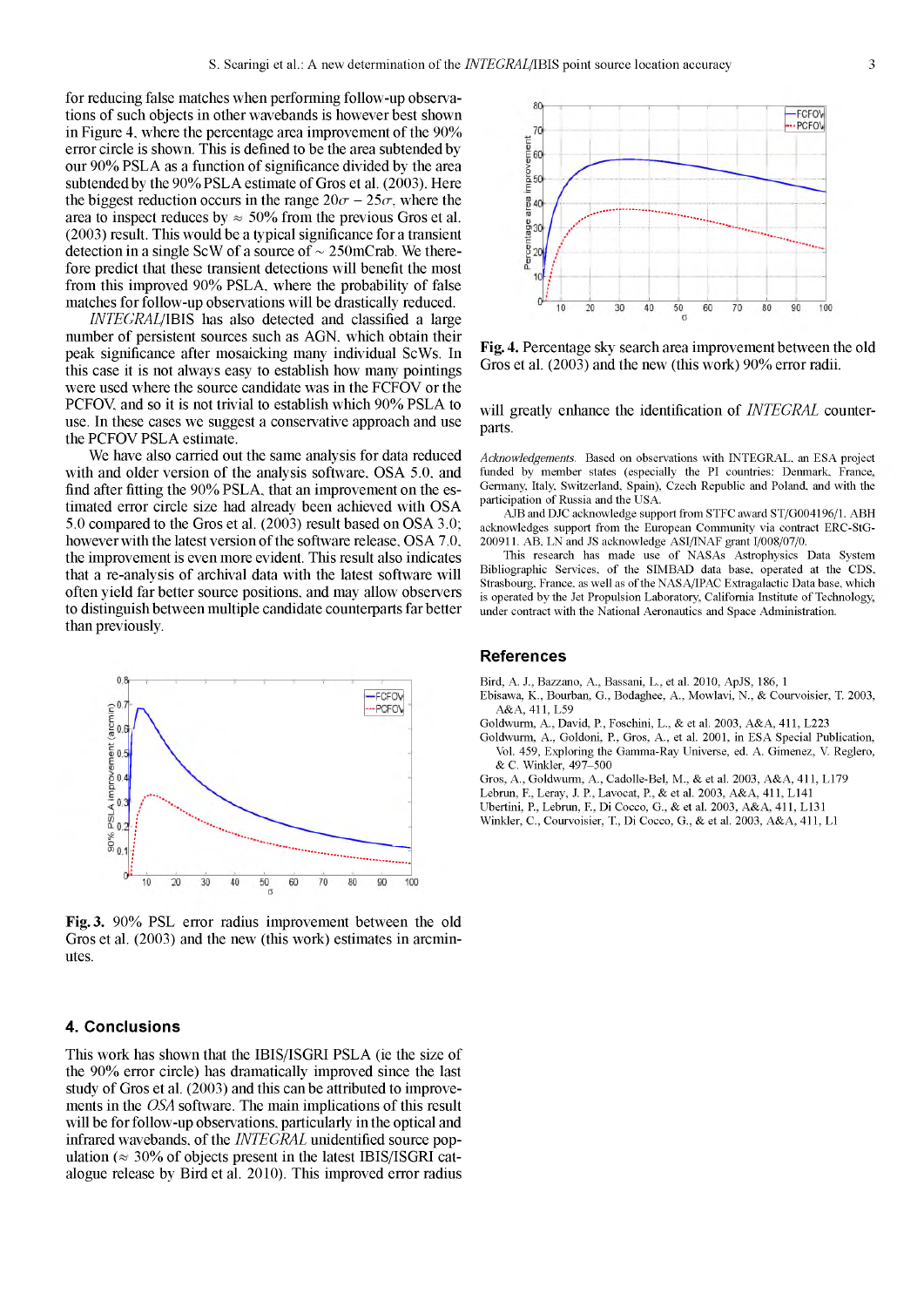for reducing false matches when performing follow-up observations of such objects in other wavebands is however best shown in Figure 4, where the percentage area improvement of the 90% error circle is shown. This is defined to be the area subtended by our 90% PSLA as a function of significance divided by the area subtended by the 90% PSLA estimate of Gros et al. (2003). Here the biggest reduction occurs in the range $20\sigma - 25\sigma$, where the area to inspect reduces by $\approx$ 50% from the previous Gros et al. (2003) result. This would be a typical significance for a transient detection in a single ScW of a source of $\sim$ 250mCrab. We therefore predict that these transient detections will benefit the most from this improved 90% PSLA, where the probability of false matches for follow-up observations will be drastically reduced.

*INTEGRAL*/IBIS has also detected and classified a large number of persistent sources such as AGN, which obtain their peak significance after mosaicking many individual ScWs. In this case it is not always easy to establish how many pointings were used where the source candidate was in the FCFOV or the PCFOV, and so it is not trivial to establish which 90% PSLA to use. In these cases we suggest a conservative approach and use the PCFOV PSLA estimate.

We have also carried out the same analysis for data reduced with and older version of the analysis software, OSA 5.0, and find after fitting the 90% PSLA, that an improvement on the estimated error circle size had already been achieved with OSA 5.0 compared to the Gros et al. (2003) result based on OSA 3.0; however with the latest version of the software release, OSA 7.0, the improvement is even more evident. This result also indicates that a re-analysis of archival data with the latest software will often yield far better source positions, and may allow observers to distinguish between multiple candidate counterparts far better than previously.

FCFOV
PCFOV
90% PSLA improvement (arcmin)
0 0.1 0.2 0.3 0.4 0.5 0.6 0.7 0.8
10 20 30 40 50 60 70 80 90 100
σ

**Fig. 3.** 90% PSL error radius improvement between the old Gros et al. (2003) and the new (this work) estimates in arcminutes.

## 4. Conclusions

This work has shown that the IBIS/ISGRI PSLA (ie the size of the 90% error circle) has dramatically improved since the last study of Gros et al. (2003) and this can be attributed to improvements in the *OSA* software. The main implications of this result will be for follow-up observations, particularly in the optical and infrared wavebands, of the *INTEGRAL* unidentified source population ($\approx$ 30% of objects present in the latest IBIS/ISGRI catalogue release by Bird et al. 2010). This improved error radius will greatly enhance the identification of *INTEGRAL* counterparts.

FCFOV
PCFOV
Percentage area improvement
0 10 20 30 40 50 60 70 80
10 20 30 40 50 60 70 80 90 100
σ

**Fig. 4.** Percentage sky search area improvement between the old Gros et al. (2003) and the new (this work) 90% error radii.

*Acknowledgements.* Based on observations with INTEGRAL, an ESA project funded by member states (especially the PI countries: Denmark, France, Germany, Italy, Switzerland, Spain), Czech Republic and Poland, and with the participation of Russia and the USA.

AJB and DJC acknowledge support from STFC award ST/G004196/1. ABH acknowledges support from the European Community via contract ERC-StG-200911. AB, LN and JS acknowledge ASI/INAF grant I/008/07/0.

This research has made use of NASAs Astrophysics Data System Bibliographic Services, of the SIMBAD data base, operated at the CDS, Strasbourg, France, as well as of the NASA/IPAC Extragalactic Data base, which is operated by the Jet Propulsion Laboratory, California Institute of Technology, under contract with the National Aeronautics and Space Administration.

## References

Bird, A. J., Bazzano, A., Bassani, L., et al. 2010, ApJS, 186, 1
Ebisawa, K., Bourban, G., Bodaghee, A., Mowlavi, N., & Courvoisier, T. 2003, A&A, 411, L59
Goldwurm, A., David, P., Foschini, L., & et al. 2003, A&A, 411, L223
Goldwurm, A., Goldoni, P., Gros, A., et al. 2001, in ESA Special Publication, Vol. 459, Exploring the Gamma-Ray Universe, ed. A. Gimenez, V. Reglero, & C. Winkler, 497–500
Gros, A., Goldwurm, A., Cadolle-Bel, M., & et al. 2003, A&A, 411, L179
Lebrun, F., Leray, J. P., Lavocat, P., & et al. 2003, A&A, 411, L141
Ubertini, P., Lebrun, F., Di Cocco, G., & et al. 2003, A&A, 411, L131
Winkler, C., Courvoisier, T., Di Cocco, G., & et al. 2003, A&A, 411, L1